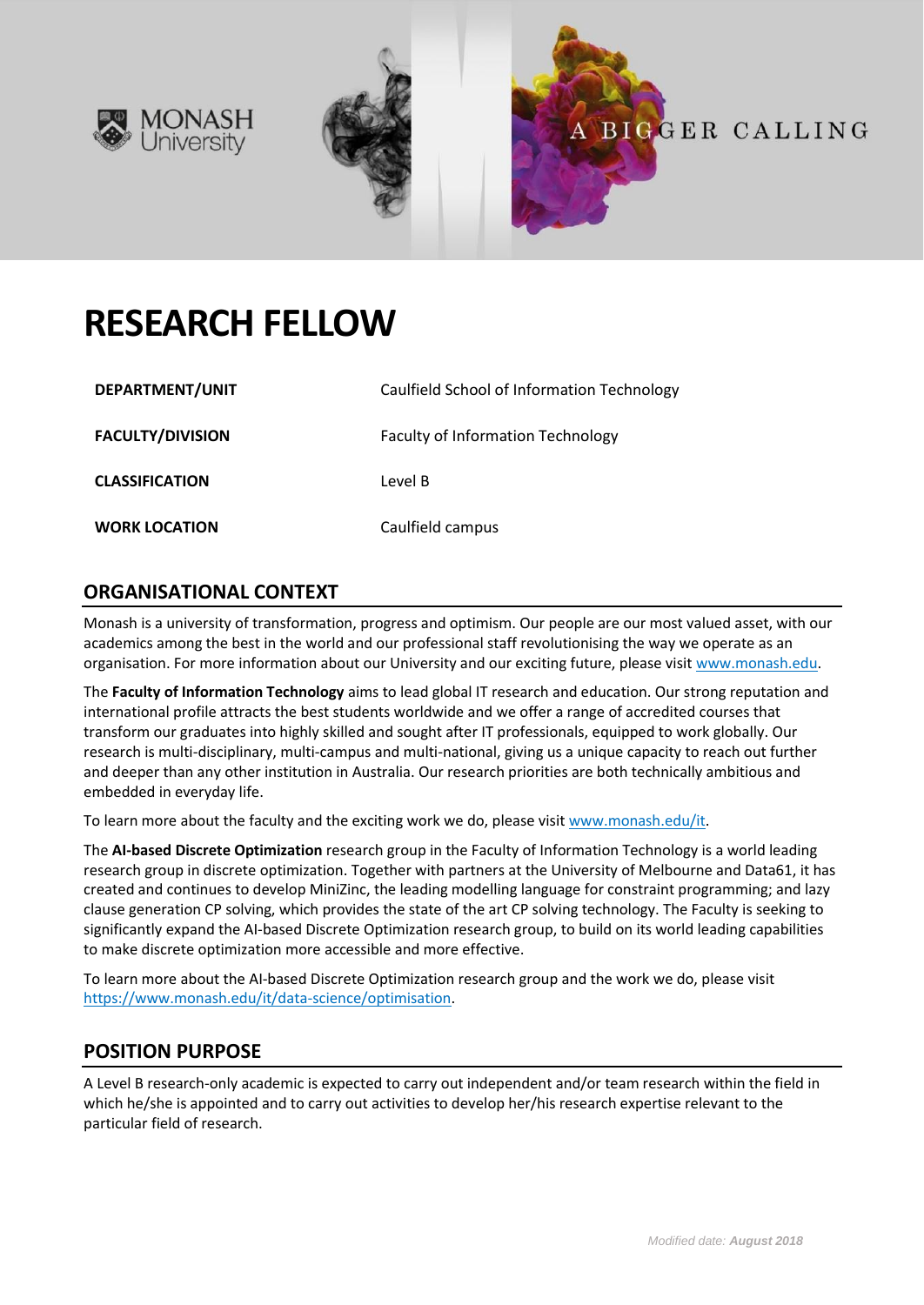# RESEARCH FELLOW

| | |
|---|---|
| **DEPARTMENT/UNIT** | Caulfield School of Information Technology |
| **FACULTY/DIVISION** | Faculty of Information Technology |
| **CLASSIFICATION** | Level B |
| **WORK LOCATION** | Caulfield campus |

## ORGANISATIONAL CONTEXT

Monash is a university of transformation, progress and optimism. Our people are our most valued asset, with our academics among the best in the world and our professional staff revolutionising the way we operate as an organisation. For more information about our University and our exciting future, please visit www.monash.edu.

The **Faculty of Information Technology** aims to lead global IT research and education. Our strong reputation and international profile attracts the best students worldwide and we offer a range of accredited courses that transform our graduates into highly skilled and sought after IT professionals, equipped to work globally. Our research is multi-disciplinary, multi-campus and multi-national, giving us a unique capacity to reach out further and deeper than any other institution in Australia. Our research priorities are both technically ambitious and embedded in everyday life.

To learn more about the faculty and the exciting work we do, please visit www.monash.edu/it.

The **AI-based Discrete Optimization** research group in the Faculty of Information Technology is a world leading research group in discrete optimization. Together with partners at the University of Melbourne and Data61, it has created and continues to develop MiniZinc, the leading modelling language for constraint programming; and lazy clause generation CP solving, which provides the state of the art CP solving technology. The Faculty is seeking to significantly expand the AI-based Discrete Optimization research group, to build on its world leading capabilities to make discrete optimization more accessible and more effective.

To learn more about the AI-based Discrete Optimization research group and the work we do, please visit https://www.monash.edu/it/data-science/optimisation.

## POSITION PURPOSE

A Level B research-only academic is expected to carry out independent and/or team research within the field in which he/she is appointed and to carry out activities to develop her/his research expertise relevant to the particular field of research.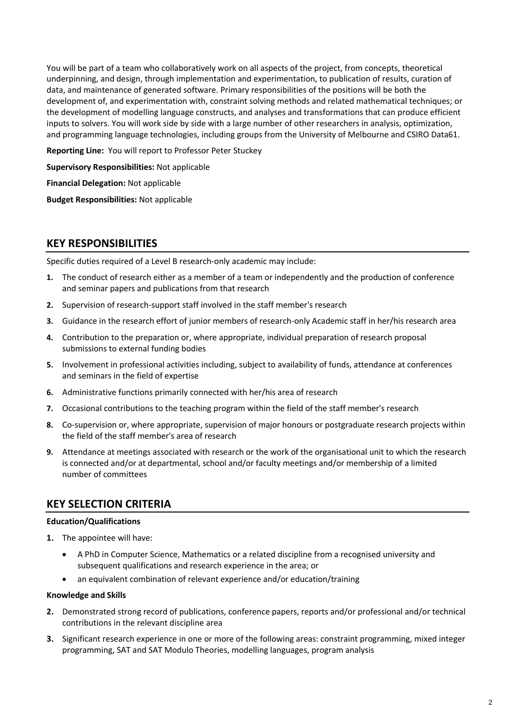You will be part of a team who collaboratively work on all aspects of the project, from concepts, theoretical underpinning, and design, through implementation and experimentation, to publication of results, curation of data, and maintenance of generated software. Primary responsibilities of the positions will be both the development of, and experimentation with, constraint solving methods and related mathematical techniques; or the development of modelling language constructs, and analyses and transformations that can produce efficient inputs to solvers. You will work side by side with a large number of other researchers in analysis, optimization, and programming language technologies, including groups from the University of Melbourne and CSIRO Data61.

**Reporting Line:** You will report to Professor Peter Stuckey

**Supervisory Responsibilities:** Not applicable

**Financial Delegation:** Not applicable

**Budget Responsibilities:** Not applicable

## KEY RESPONSIBILITIES

Specific duties required of a Level B research-only academic may include:

1. The conduct of research either as a member of a team or independently and the production of conference and seminar papers and publications from that research
2. Supervision of research-support staff involved in the staff member's research
3. Guidance in the research effort of junior members of research-only Academic staff in her/his research area
4. Contribution to the preparation or, where appropriate, individual preparation of research proposal submissions to external funding bodies
5. Involvement in professional activities including, subject to availability of funds, attendance at conferences and seminars in the field of expertise
6. Administrative functions primarily connected with her/his area of research
7. Occasional contributions to the teaching program within the field of the staff member's research
8. Co-supervision or, where appropriate, supervision of major honours or postgraduate research projects within the field of the staff member's area of research
9. Attendance at meetings associated with research or the work of the organisational unit to which the research is connected and/or at departmental, school and/or faculty meetings and/or membership of a limited number of committees

## KEY SELECTION CRITERIA

**Education/Qualifications**

1. The appointee will have:
   - A PhD in Computer Science, Mathematics or a related discipline from a recognised university and subsequent qualifications and research experience in the area; or
   - an equivalent combination of relevant experience and/or education/training

**Knowledge and Skills**

2. Demonstrated strong record of publications, conference papers, reports and/or professional and/or technical contributions in the relevant discipline area
3. Significant research experience in one or more of the following areas: constraint programming, mixed integer programming, SAT and SAT Modulo Theories, modelling languages, program analysis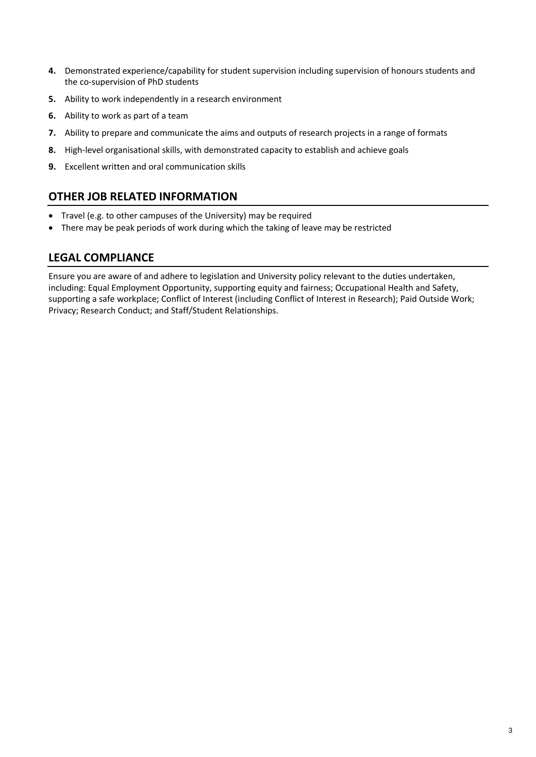4. Demonstrated experience/capability for student supervision including supervision of honours students and the co-supervision of PhD students
5. Ability to work independently in a research environment
6. Ability to work as part of a team
7. Ability to prepare and communicate the aims and outputs of research projects in a range of formats
8. High-level organisational skills, with demonstrated capacity to establish and achieve goals
9. Excellent written and oral communication skills

## OTHER JOB RELATED INFORMATION

- Travel (e.g. to other campuses of the University) may be required
- There may be peak periods of work during which the taking of leave may be restricted

## LEGAL COMPLIANCE

Ensure you are aware of and adhere to legislation and University policy relevant to the duties undertaken, including: Equal Employment Opportunity, supporting equity and fairness; Occupational Health and Safety, supporting a safe workplace; Conflict of Interest (including Conflict of Interest in Research); Paid Outside Work; Privacy; Research Conduct; and Staff/Student Relationships.